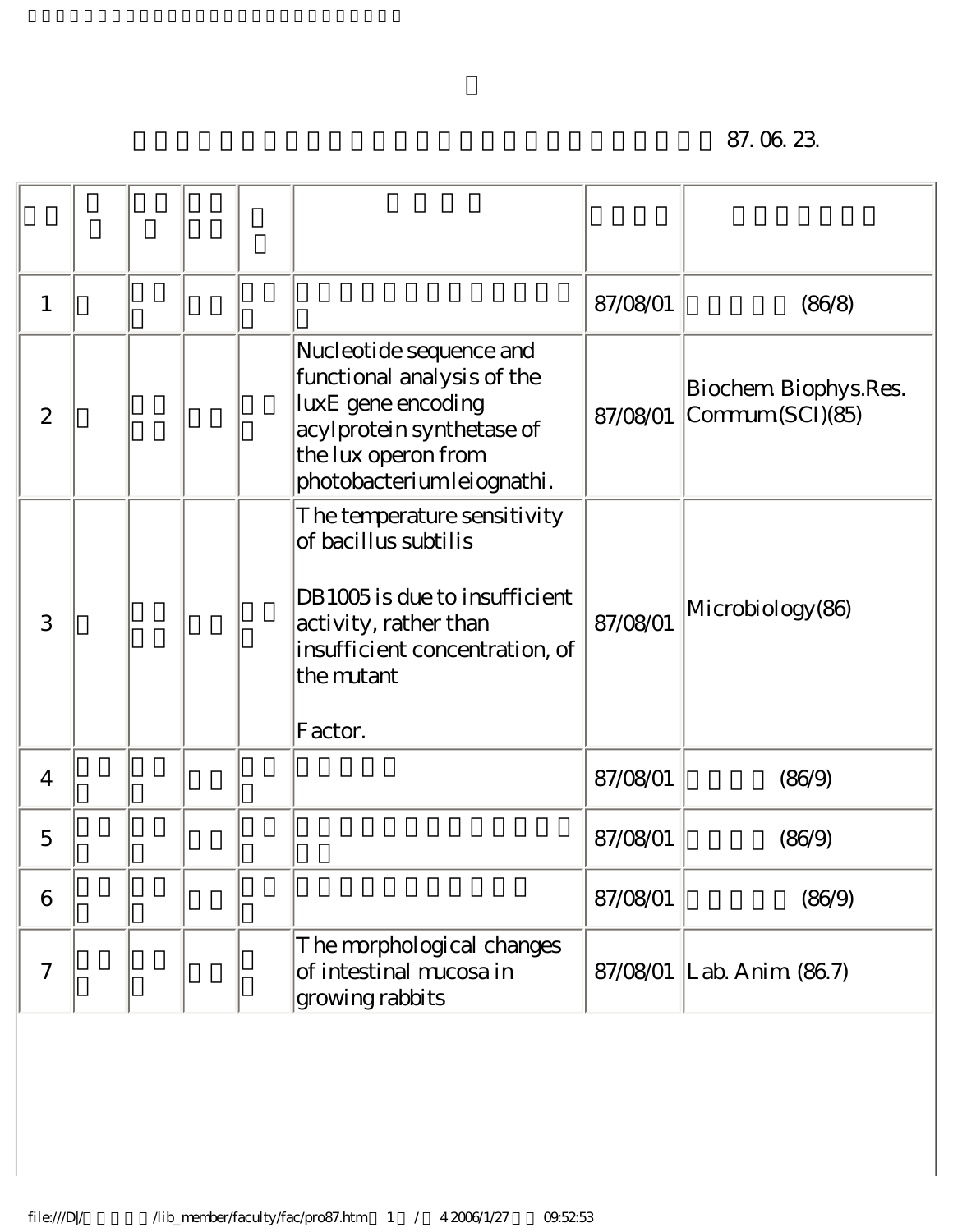87. 06. 23.

| | | | | | | | |
|---|---|---|---|---|---|---|---|
| 1 | | | | | | 87/08/01 | (86/8) |
| 2 | | | | | Nucleotide sequence and functional analysis of the luxE gene encoding acylprotein synthetase of the lux operon from photobacterium leiognathi. | 87/08/01 | Biochem. Biophys.Res. Commum.(SCI)(85) |
| 3 | | | | | The temperature sensitivity of bacillus subtilis DB1005 is due to insufficient activity, rather than insufficient concentration, of the mutant Factor. | 87/08/01 | Microbiology(86) |
| 4 | | | | | | 87/08/01 | (86/9) |
| 5 | | | | | | 87/08/01 | (86/9) |
| 6 | | | | | | 87/08/01 | (86/9) |
| 7 | | | | | The morphological changes of intestinal mucosa in growing rabbits | 87/08/01 | Lab. Anim. (86.7) |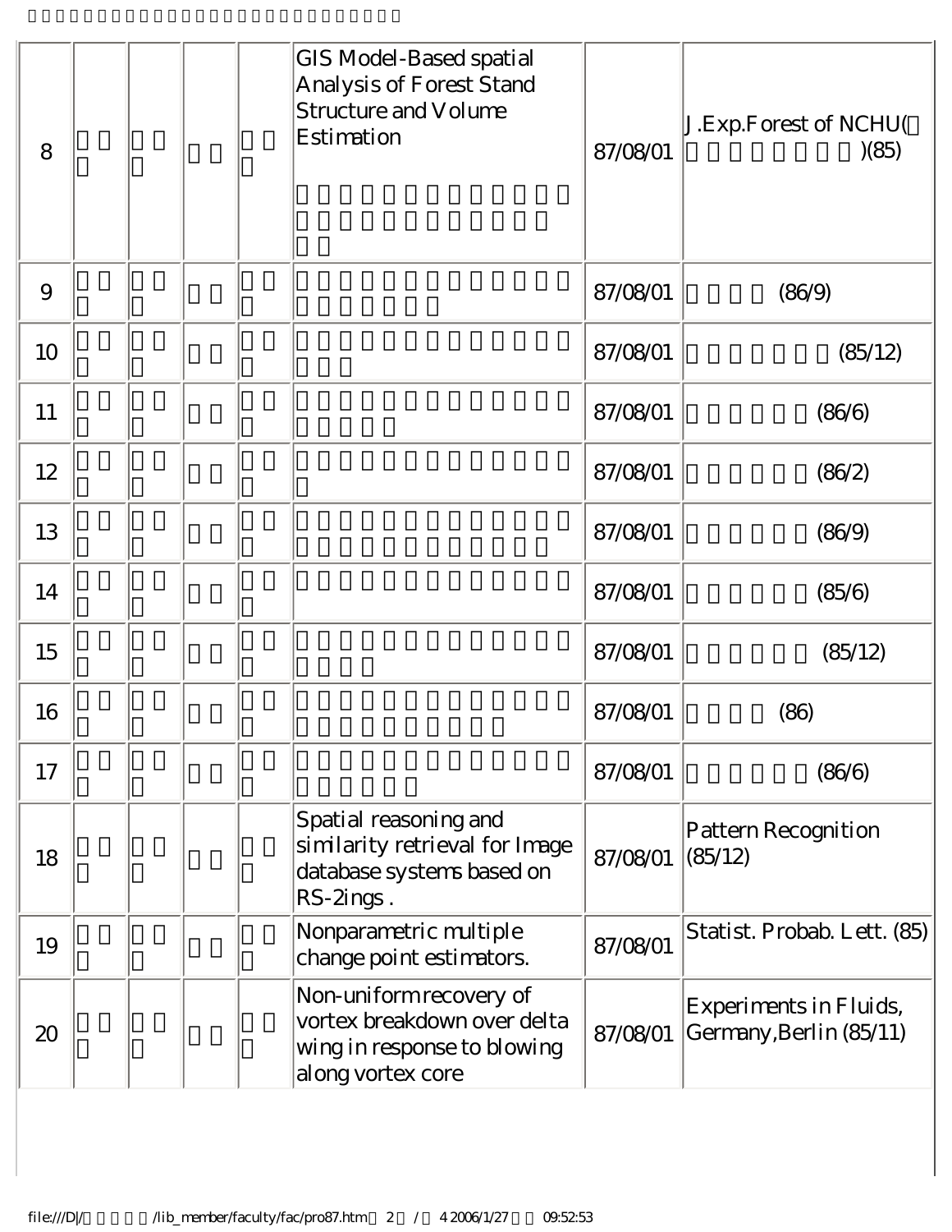| | | | | | | | |
|---|---|---|---|---|---|---|---|
| 8 | | | | | GIS Model-Based spatial Analysis of Forest Stand Structure and Volume Estimation | 87/08/01 | J.Exp.Forest of NCHU( )(85) |
| 9 | | | | | | 87/08/01 | (86/9) |
| 10 | | | | | | 87/08/01 | (85/12) |
| 11 | | | | | | 87/08/01 | (86/6) |
| 12 | | | | | | 87/08/01 | (86/2) |
| 13 | | | | | | 87/08/01 | (86/9) |
| 14 | | | | | | 87/08/01 | (85/6) |
| 15 | | | | | | 87/08/01 | (85/12) |
| 16 | | | | | | 87/08/01 | (86) |
| 17 | | | | | | 87/08/01 | (86/6) |
| 18 | | | | | Spatial reasoning and similarity retrieval for Image database systems based on RS-2ings . | 87/08/01 | Pattern Recognition (85/12) |
| 19 | | | | | Nonparametric multiple change point estimators. | 87/08/01 | Statist. Probab. Lett. (85) |
| 20 | | | | | Non-uniform recovery of vortex breakdown over delta wing in response to blowing along vortex core | 87/08/01 | Experiments in Fluids, Germany,Berlin (85/11) |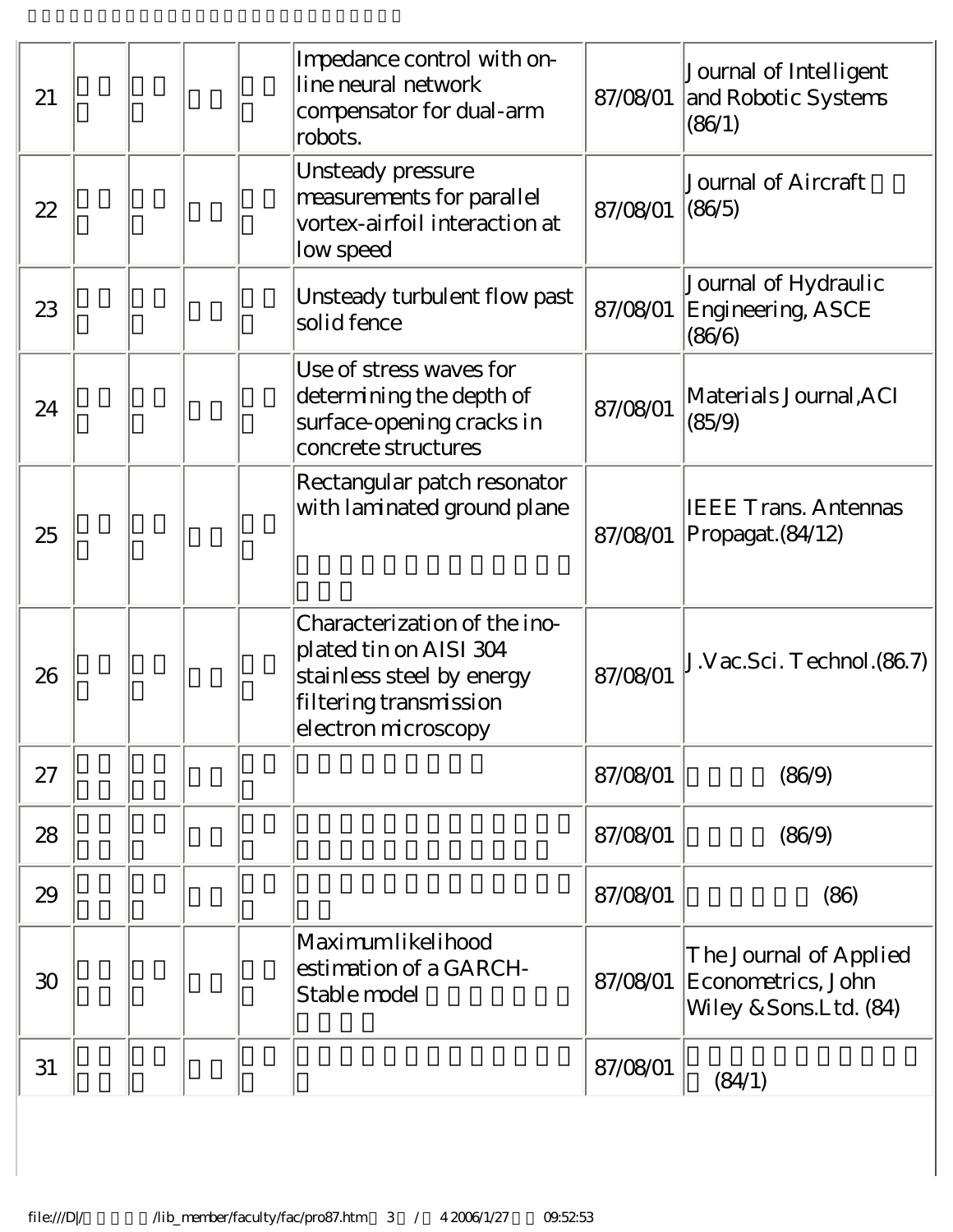| | | | | | | | |
|---|---|---|---|---|---|---|---|
| 21 | | | | | Impedance control with on-line neural network compensator for dual-arm robots. | 87/08/01 | Journal of Intelligent and Robotic Systems (86/1) |
| 22 | | | | | Unsteady pressure measurements for parallel vortex-airfoil interaction at low speed | 87/08/01 | Journal of Aircraft (86/5) |
| 23 | | | | | Unsteady turbulent flow past solid fence | 87/08/01 | Journal of Hydraulic Engineering, ASCE (86/6) |
| 24 | | | | | Use of stress waves for determining the depth of surface-opening cracks in concrete structures | 87/08/01 | Materials Journal,ACI (85/9) |
| 25 | | | | | Rectangular patch resonator with laminated ground plane | 87/08/01 | IEEE Trans. Antennas Propagat.(84/12) |
| 26 | | | | | Characterization of the ino-plated tin on AISI 304 stainless steel by energy filtering transmission electron microscopy | 87/08/01 | J.Vac.Sci. Technol.(86.7) |
| 27 | | | | | | 87/08/01 | (86/9) |
| 28 | | | | | | 87/08/01 | (86/9) |
| 29 | | | | | | 87/08/01 | (86) |
| 30 | | | | | Maximum likelihood estimation of a GARCH-Stable model | 87/08/01 | The Journal of Applied Econometrics, John Wiley &Sons.Ltd. (84) |
| 31 | | | | | | 87/08/01 | (84/1) |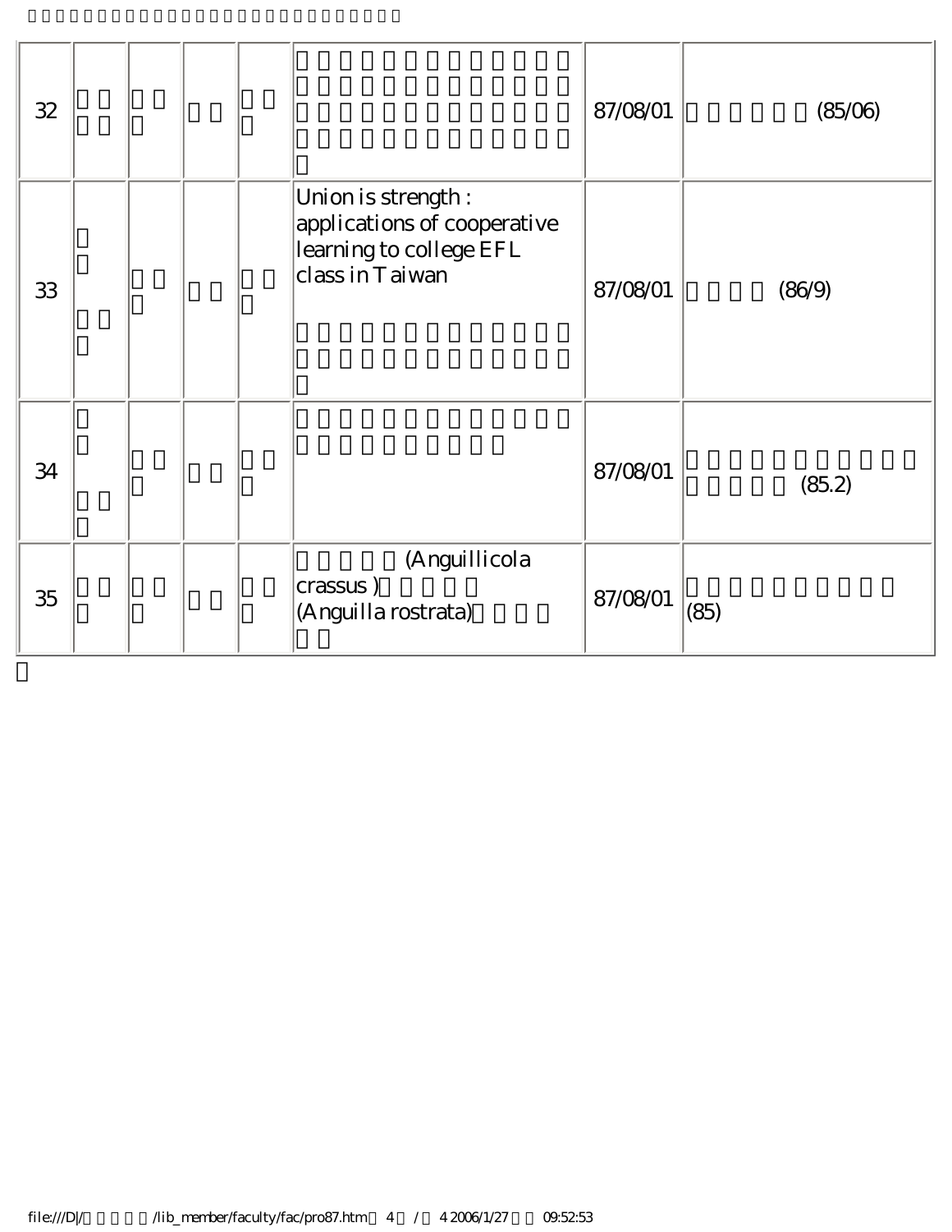| | | | | | | | |
|---|---|---|---|---|---|---|---|
| 32 | | | | | | 87/08/01 | (85/06) |
| 33 | | | | | Union is strength : applications of cooperative learning to college EFL class in Taiwan | 87/08/01 | (86/9) |
| 34 | | | | | | 87/08/01 | (85.2) |
| 35 | | | | | (Anguillicola crassus ) (Anguilla rostrata) | 87/08/01 | (85) |